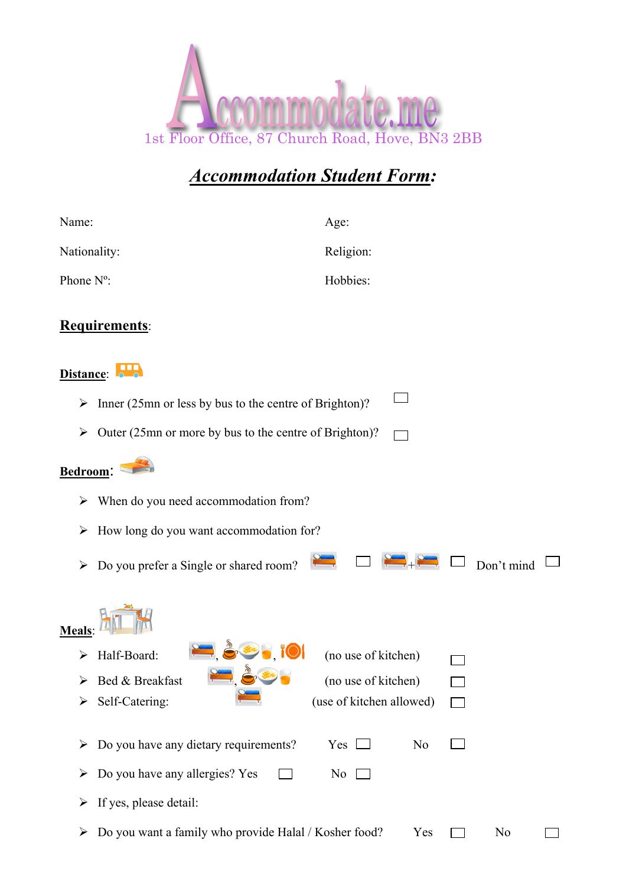# Accommodate.me

1st Floor Office, 87 Church Road, Hove, BN3 2BB

## ***Accommodation Student Form:***

Name: Age:

Nationality: Religion:

Phone Nº: Hobbies:

**Requirements**:

**Distance**:

- Inner (25mn or less by bus to the centre of Brighton)? ☐
- Outer (25mn or more by bus to the centre of Brighton)? ☐

**Bedroom**:

- When do you need accommodation from?
- How long do you want accommodation for?
- Do you prefer a Single or shared room? ☐ + ☐ Don't mind ☐

**Meals**:

- Half-Board: , , (no use of kitchen) ☐
- Bed & Breakfast , (no use of kitchen) ☐
- Self-Catering: (use of kitchen allowed) ☐

- Do you have any dietary requirements? Yes ☐ No ☐
- Do you have any allergies? Yes ☐ No ☐
- If yes, please detail:
- Do you want a family who provide Halal / Kosher food? Yes ☐ No ☐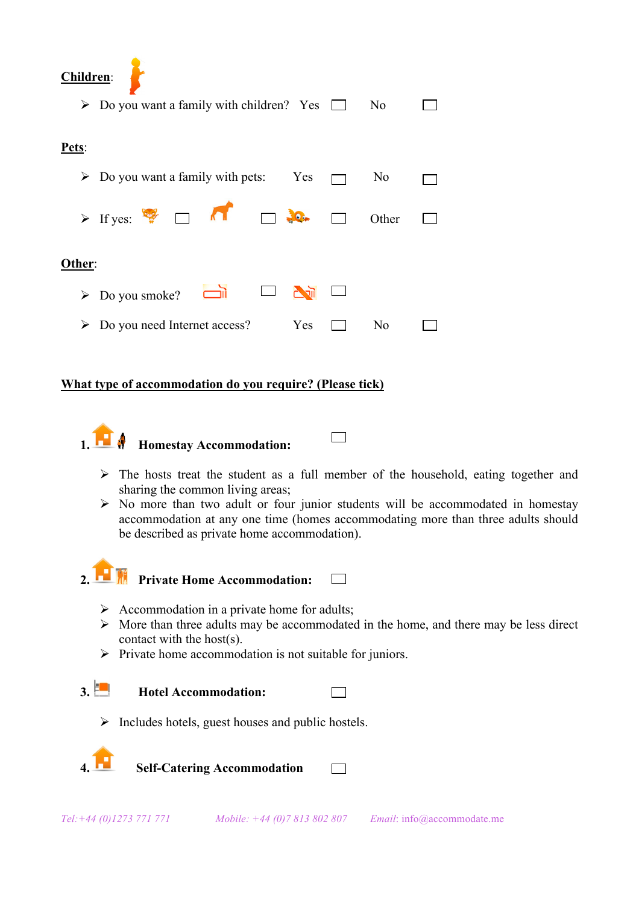**Children**:

- Do you want a family with children? Yes ☐ No ☐

**Pets**:

- Do you want a family with pets: Yes ☐ No ☐
- If yes: ☐ ☐ ☐ Other ☐

**Other**:

- Do you smoke? ☐ ☐
- Do you need Internet access? Yes ☐ No ☐

**What type of accommodation do you require? (Please tick)**

**1. Homestay Accommodation:** ☐

- The hosts treat the student as a full member of the household, eating together and sharing the common living areas;
- No more than two adult or four junior students will be accommodated in homestay accommodation at any one time (homes accommodating more than three adults should be described as private home accommodation).

**2. Private Home Accommodation:** ☐

- Accommodation in a private home for adults;
- More than three adults may be accommodated in the home, and there may be less direct contact with the host(s).
- Private home accommodation is not suitable for juniors.

**3. Hotel Accommodation:** ☐

- Includes hotels, guest houses and public hostels.

**4. Self-Catering Accommodation** ☐

*Tel:+44 (0)1273 771 771* *Mobile: +44 (0)7 813 802 807* *Email*: info@accommodate.me